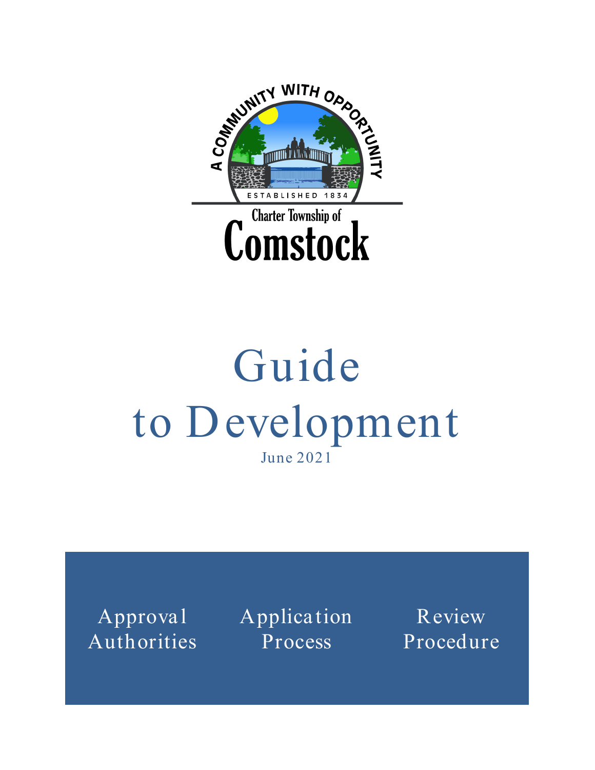A COMMUNITY WITH OPPORTUNITY

ESTABLISHED 1834

Charter Township of

**Comstock**

# Guide to Development

June 2021

Approval Authorities

Application Process

Review Procedure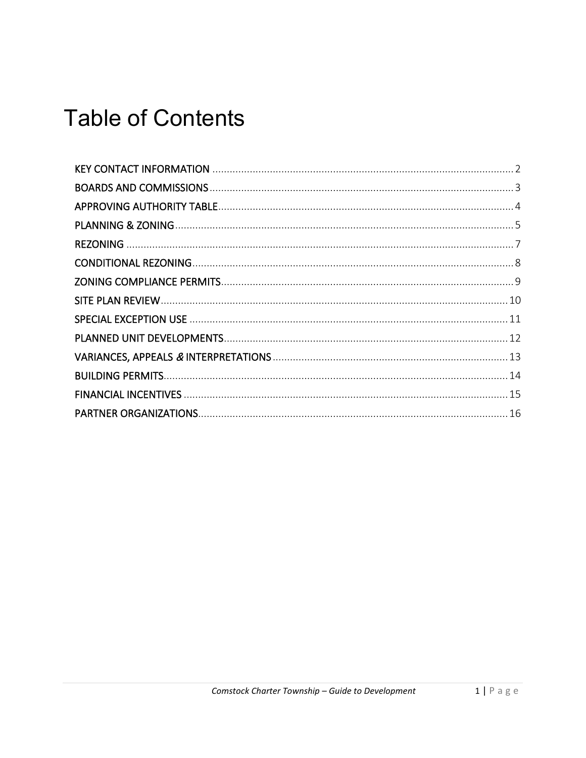# Table of Contents

KEY CONTACT INFORMATION ........................................................................................................ 2
BOARDS AND COMMISSIONS ........................................................................................................ 3
APPROVING AUTHORITY TABLE ........................................................................................................ 4
PLANNING & ZONING ........................................................................................................ 5
REZONING ........................................................................................................ 7
CONDITIONAL REZONING ........................................................................................................ 8
ZONING COMPLIANCE PERMITS ........................................................................................................ 9
SITE PLAN REVIEW ........................................................................................................ 10
SPECIAL EXCEPTION USE ........................................................................................................ 11
PLANNED UNIT DEVELOPMENTS ........................................................................................................ 12
VARIANCES, APPEALS & INTERPRETATIONS ........................................................................................................ 13
BUILDING PERMITS ........................................................................................................ 14
FINANCIAL INCENTIVES ........................................................................................................ 15
PARTNER ORGANIZATIONS ........................................................................................................ 16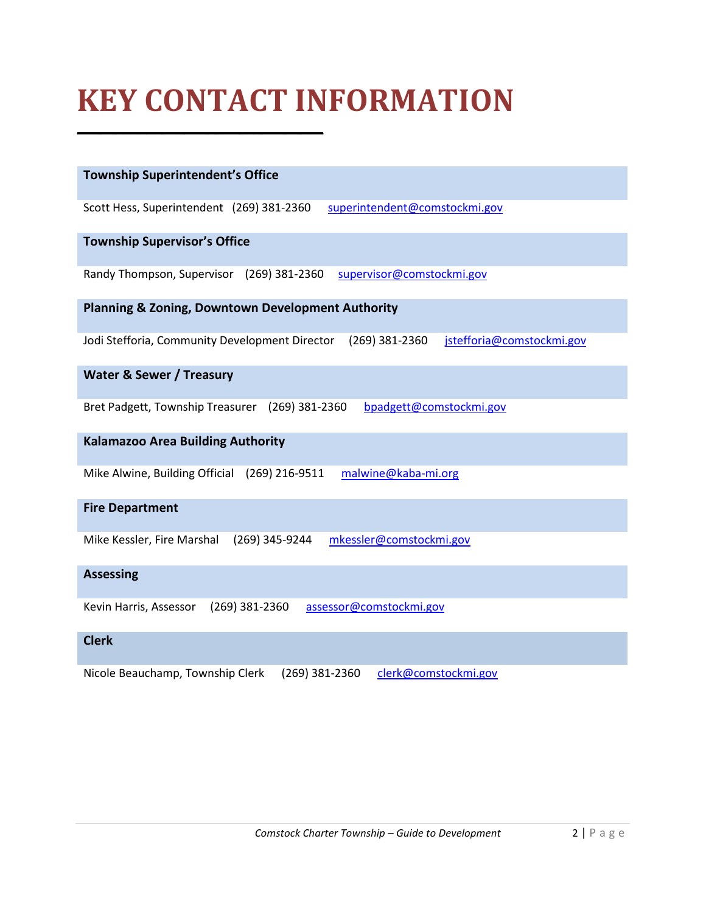# KEY CONTACT INFORMATION

**Township Superintendent's Office**

Scott Hess, Superintendent (269) 381-2360 superintendent@comstockmi.gov

**Township Supervisor's Office**

Randy Thompson, Supervisor (269) 381-2360 supervisor@comstockmi.gov

**Planning & Zoning, Downtown Development Authority**

Jodi Stefforia, Community Development Director (269) 381-2360 jstefforia@comstockmi.gov

**Water & Sewer / Treasury**

Bret Padgett, Township Treasurer (269) 381-2360 bpadgett@comstockmi.gov

**Kalamazoo Area Building Authority**

Mike Alwine, Building Official (269) 216-9511 malwine@kaba-mi.org

**Fire Department**

Mike Kessler, Fire Marshal (269) 345-9244 mkessler@comstockmi.gov

**Assessing**

Kevin Harris, Assessor (269) 381-2360 assessor@comstockmi.gov

**Clerk**

Nicole Beauchamp, Township Clerk (269) 381-2360 clerk@comstockmi.gov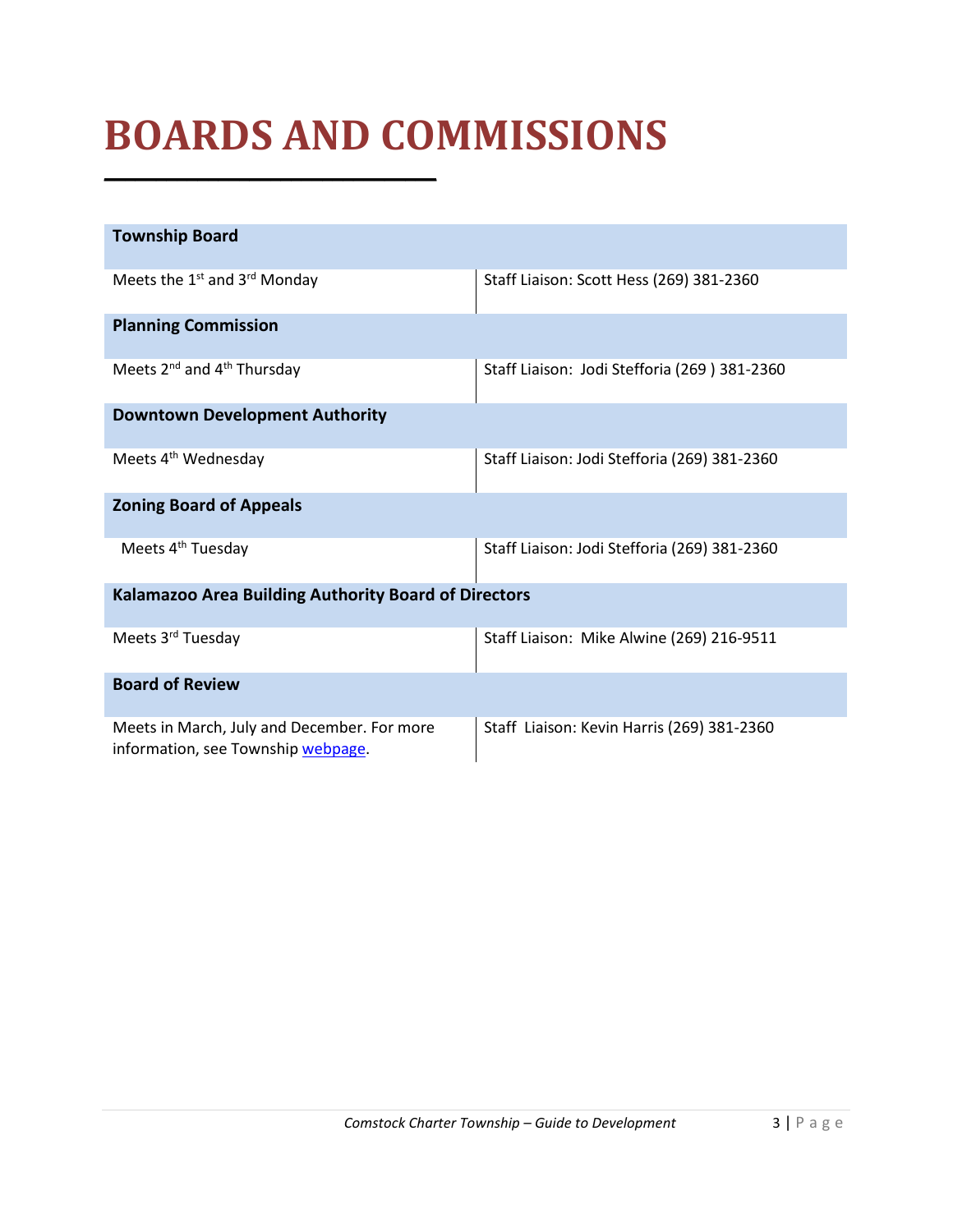# BOARDS AND COMMISSIONS

| **Township Board** | |
|---|---|
| Meets the 1st and 3rd Monday | Staff Liaison: Scott Hess (269) 381-2360 |
| **Planning Commission** | |
| Meets 2nd and 4th Thursday | Staff Liaison: Jodi Stefforia (269 ) 381-2360 |
| **Downtown Development Authority** | |
| Meets 4th Wednesday | Staff Liaison: Jodi Stefforia (269) 381-2360 |
| **Zoning Board of Appeals** | |
| Meets 4th Tuesday | Staff Liaison: Jodi Stefforia (269) 381-2360 |
| **Kalamazoo Area Building Authority Board of Directors** | |
| Meets 3rd Tuesday | Staff Liaison: Mike Alwine (269) 216-9511 |
| **Board of Review** | |
| Meets in March, July and December. For more information, see Township [webpage](). | Staff Liaison: Kevin Harris (269) 381-2360 |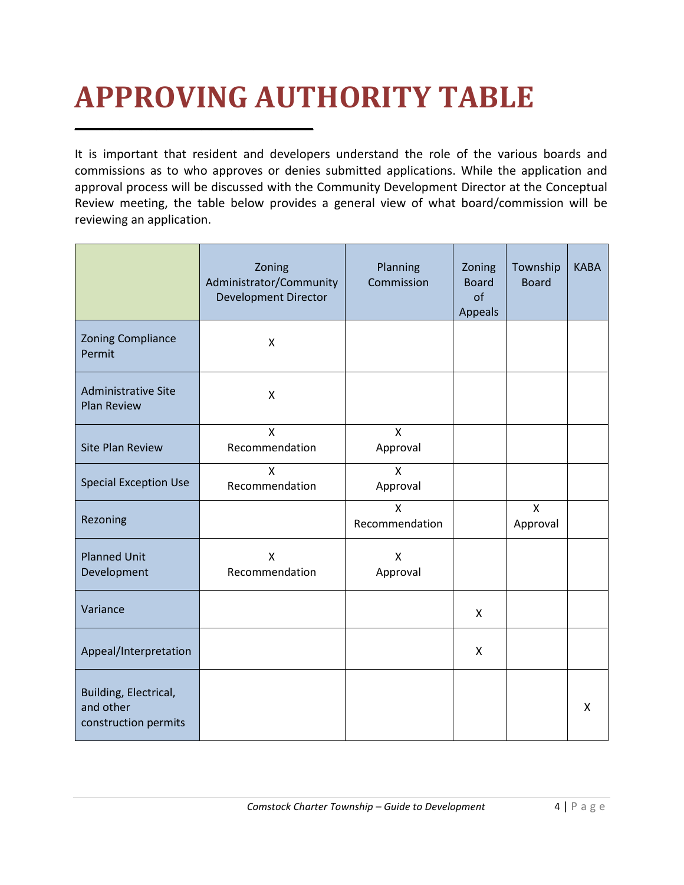# APPROVING AUTHORITY TABLE

It is important that resident and developers understand the role of the various boards and commissions as to who approves or denies submitted applications. While the application and approval process will be discussed with the Community Development Director at the Conceptual Review meeting, the table below provides a general view of what board/commission will be reviewing an application.

| | Zoning Administrator/Community Development Director | Planning Commission | Zoning Board of Appeals | Township Board | KABA |
|---|---|---|---|---|---|
| Zoning Compliance Permit | X | | | | |
| Administrative Site Plan Review | X | | | | |
| Site Plan Review | X Recommendation | X Approval | | | |
| Special Exception Use | X Recommendation | X Approval | | | |
| Rezoning | | X Recommendation | | X Approval | |
| Planned Unit Development | X Recommendation | X Approval | | | |
| Variance | | | X | | |
| Appeal/Interpretation | | | X | | |
| Building, Electrical, and other construction permits | | | | | X |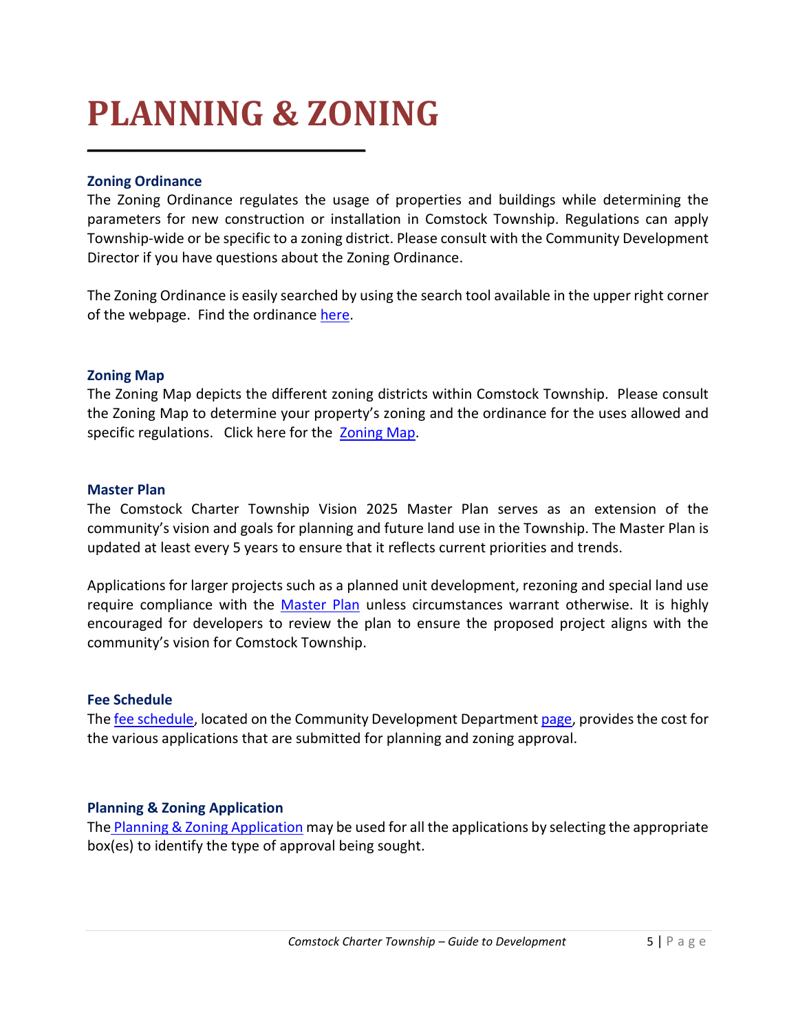# PLANNING & ZONING

### Zoning Ordinance

The Zoning Ordinance regulates the usage of properties and buildings while determining the parameters for new construction or installation in Comstock Township. Regulations can apply Township-wide or be specific to a zoning district. Please consult with the Community Development Director if you have questions about the Zoning Ordinance.

The Zoning Ordinance is easily searched by using the search tool available in the upper right corner of the webpage. Find the ordinance here.

### Zoning Map

The Zoning Map depicts the different zoning districts within Comstock Township. Please consult the Zoning Map to determine your property's zoning and the ordinance for the uses allowed and specific regulations. Click here for the Zoning Map.

### Master Plan

The Comstock Charter Township Vision 2025 Master Plan serves as an extension of the community's vision and goals for planning and future land use in the Township. The Master Plan is updated at least every 5 years to ensure that it reflects current priorities and trends.

Applications for larger projects such as a planned unit development, rezoning and special land use require compliance with the Master Plan unless circumstances warrant otherwise. It is highly encouraged for developers to review the plan to ensure the proposed project aligns with the community's vision for Comstock Township.

### Fee Schedule

The fee schedule, located on the Community Development Department page, provides the cost for the various applications that are submitted for planning and zoning approval.

### Planning & Zoning Application

The Planning & Zoning Application may be used for all the applications by selecting the appropriate box(es) to identify the type of approval being sought.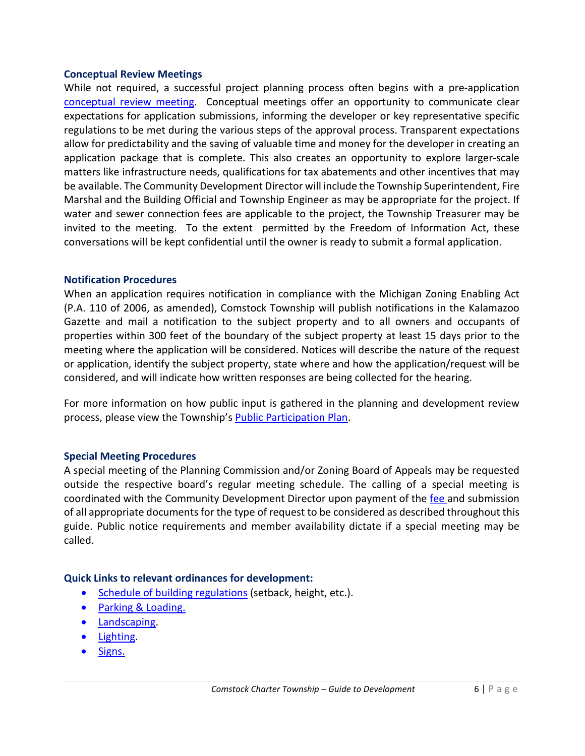### Conceptual Review Meetings

While not required, a successful project planning process often begins with a pre-application conceptual review meeting. Conceptual meetings offer an opportunity to communicate clear expectations for application submissions, informing the developer or key representative specific regulations to be met during the various steps of the approval process. Transparent expectations allow for predictability and the saving of valuable time and money for the developer in creating an application package that is complete. This also creates an opportunity to explore larger-scale matters like infrastructure needs, qualifications for tax abatements and other incentives that may be available. The Community Development Director will include the Township Superintendent, Fire Marshal and the Building Official and Township Engineer as may be appropriate for the project. If water and sewer connection fees are applicable to the project, the Township Treasurer may be invited to the meeting. To the extent permitted by the Freedom of Information Act, these conversations will be kept confidential until the owner is ready to submit a formal application.

### Notification Procedures

When an application requires notification in compliance with the Michigan Zoning Enabling Act (P.A. 110 of 2006, as amended), Comstock Township will publish notifications in the Kalamazoo Gazette and mail a notification to the subject property and to all owners and occupants of properties within 300 feet of the boundary of the subject property at least 15 days prior to the meeting where the application will be considered. Notices will describe the nature of the request or application, identify the subject property, state where and how the application/request will be considered, and will indicate how written responses are being collected for the hearing.

For more information on how public input is gathered in the planning and development review process, please view the Township's Public Participation Plan.

### Special Meeting Procedures

A special meeting of the Planning Commission and/or Zoning Board of Appeals may be requested outside the respective board's regular meeting schedule. The calling of a special meeting is coordinated with the Community Development Director upon payment of the fee and submission of all appropriate documents for the type of request to be considered as described throughout this guide. Public notice requirements and member availability dictate if a special meeting may be called.

### Quick Links to relevant ordinances for development:

- Schedule of building regulations (setback, height, etc.).
- Parking & Loading.
- Landscaping.
- Lighting.
- Signs.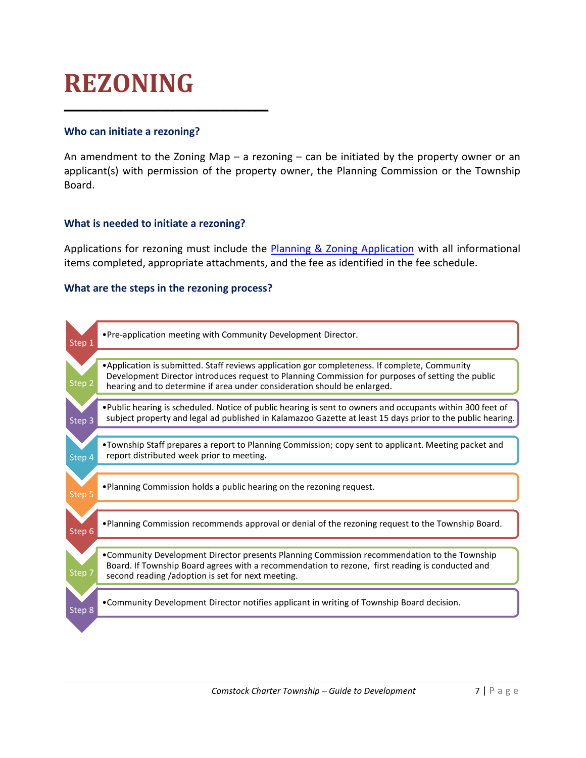# REZONING

### Who can initiate a rezoning?

An amendment to the Zoning Map – a rezoning – can be initiated by the property owner or an applicant(s) with permission of the property owner, the Planning Commission or the Township Board.

### What is needed to initiate a rezoning?

Applications for rezoning must include the [Planning & Zoning Application]() with all informational items completed, appropriate attachments, and the fee as identified in the fee schedule.

### What are the steps in the rezoning process?

**Step 1**
- Pre-application meeting with Community Development Director.

**Step 2**
- Application is submitted. Staff reviews application gor completeness. If complete, Community Development Director introduces request to Planning Commission for purposes of setting the public hearing and to determine if area under consideration should be enlarged.

**Step 3**
- Public hearing is scheduled. Notice of public hearing is sent to owners and occupants within 300 feet of subject property and legal ad published in Kalamazoo Gazette at least 15 days prior to the public hearing.

**Step 4**
- Township Staff prepares a report to Planning Commission; copy sent to applicant. Meeting packet and report distributed week prior to meeting.

**Step 5**
- Planning Commission holds a public hearing on the rezoning request.

**Step 6**
- Planning Commission recommends approval or denial of the rezoning request to the Township Board.

**Step 7**
- Community Development Director presents Planning Commission recommendation to the Township Board. If Township Board agrees with a recommendation to rezone, first reading is conducted and second reading /adoption is set for next meeting.

**Step 8**
- Community Development Director notifies applicant in writing of Township Board decision.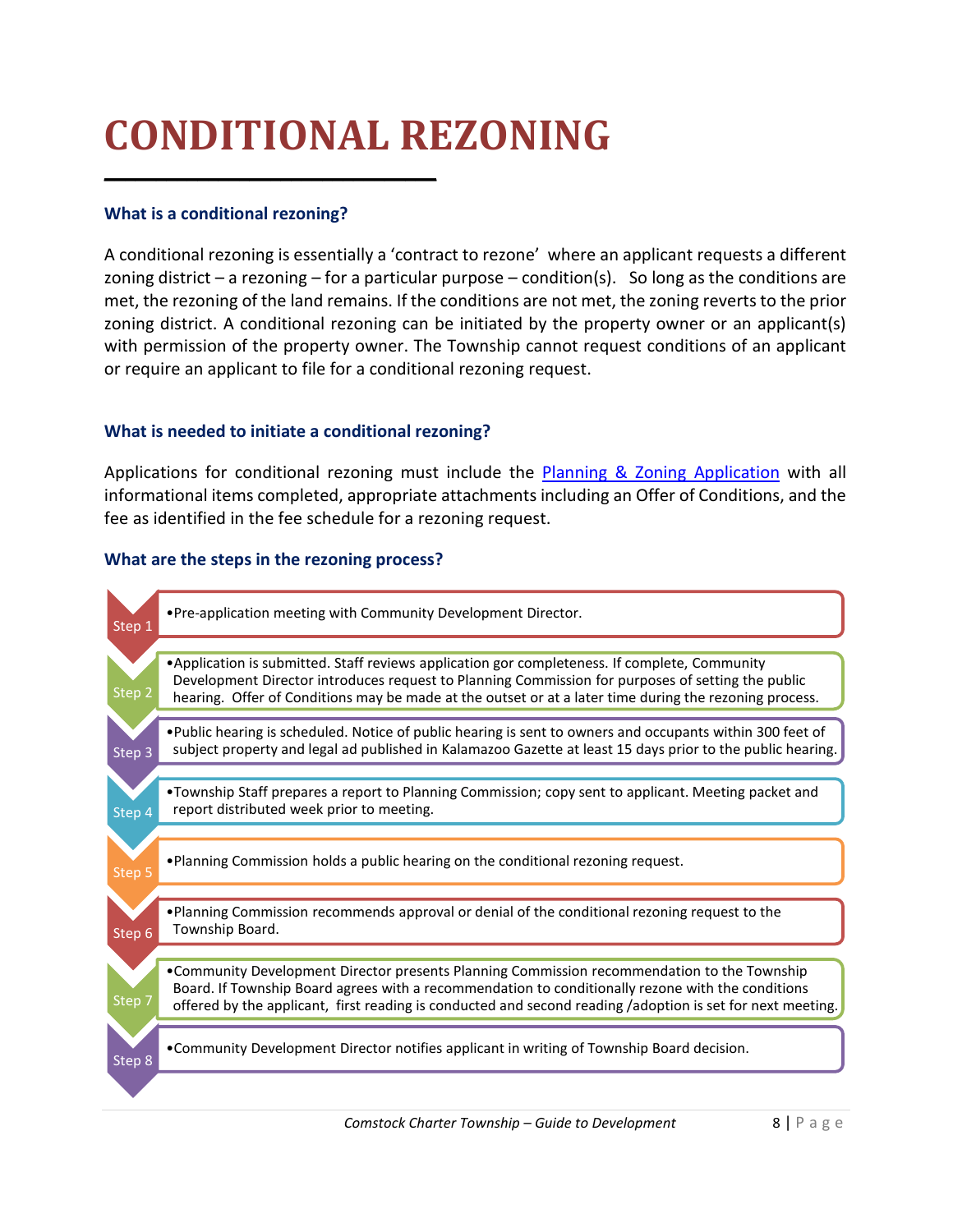# CONDITIONAL REZONING

### What is a conditional rezoning?

A conditional rezoning is essentially a 'contract to rezone' where an applicant requests a different zoning district – a rezoning – for a particular purpose – condition(s). So long as the conditions are met, the rezoning of the land remains. If the conditions are not met, the zoning reverts to the prior zoning district. A conditional rezoning can be initiated by the property owner or an applicant(s) with permission of the property owner. The Township cannot request conditions of an applicant or require an applicant to file for a conditional rezoning request.

### What is needed to initiate a conditional rezoning?

Applications for conditional rezoning must include the [Planning & Zoning Application] with all informational items completed, appropriate attachments including an Offer of Conditions, and the fee as identified in the fee schedule for a rezoning request.

### What are the steps in the rezoning process?

**Step 1**
- Pre-application meeting with Community Development Director.

**Step 2**
- Application is submitted. Staff reviews application gor completeness. If complete, Community Development Director introduces request to Planning Commission for purposes of setting the public hearing. Offer of Conditions may be made at the outset or at a later time during the rezoning process.

**Step 3**
- Public hearing is scheduled. Notice of public hearing is sent to owners and occupants within 300 feet of subject property and legal ad published in Kalamazoo Gazette at least 15 days prior to the public hearing.

**Step 4**
- Township Staff prepares a report to Planning Commission; copy sent to applicant. Meeting packet and report distributed week prior to meeting.

**Step 5**
- Planning Commission holds a public hearing on the conditional rezoning request.

**Step 6**
- Planning Commission recommends approval or denial of the conditional rezoning request to the Township Board.

**Step 7**
- Community Development Director presents Planning Commission recommendation to the Township Board. If Township Board agrees with a recommendation to conditionally rezone with the conditions offered by the applicant, first reading is conducted and second reading /adoption is set for next meeting.

**Step 8**
- Community Development Director notifies applicant in writing of Township Board decision.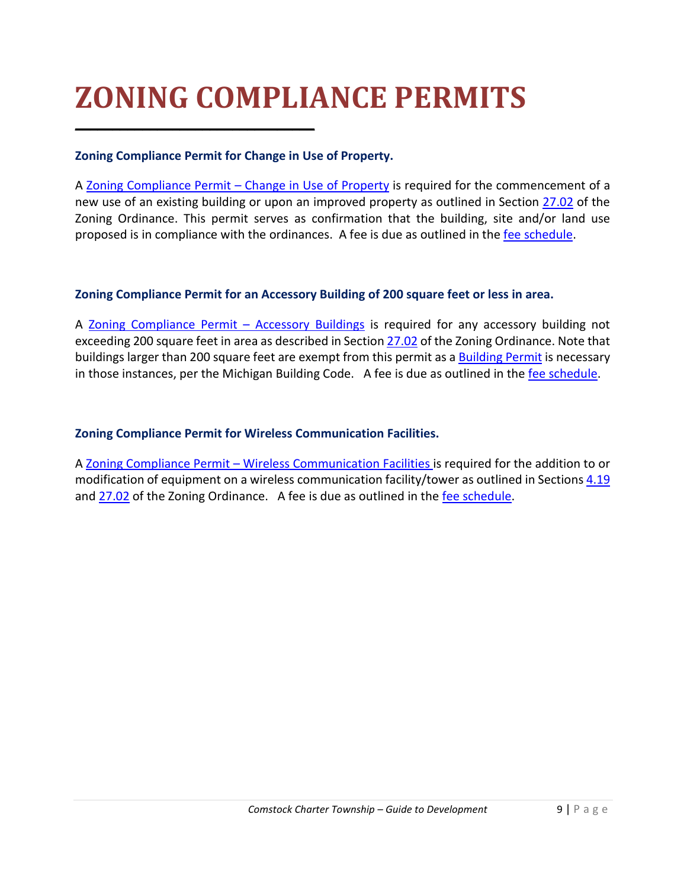# ZONING COMPLIANCE PERMITS

**Zoning Compliance Permit for Change in Use of Property.**

A Zoning Compliance Permit – Change in Use of Property is required for the commencement of a new use of an existing building or upon an improved property as outlined in Section 27.02 of the Zoning Ordinance. This permit serves as confirmation that the building, site and/or land use proposed is in compliance with the ordinances. A fee is due as outlined in the fee schedule.

**Zoning Compliance Permit for an Accessory Building of 200 square feet or less in area.**

A Zoning Compliance Permit – Accessory Buildings is required for any accessory building not exceeding 200 square feet in area as described in Section 27.02 of the Zoning Ordinance. Note that buildings larger than 200 square feet are exempt from this permit as a Building Permit is necessary in those instances, per the Michigan Building Code. A fee is due as outlined in the fee schedule.

**Zoning Compliance Permit for Wireless Communication Facilities.**

A Zoning Compliance Permit – Wireless Communication Facilities is required for the addition to or modification of equipment on a wireless communication facility/tower as outlined in Sections 4.19 and 27.02 of the Zoning Ordinance. A fee is due as outlined in the fee schedule.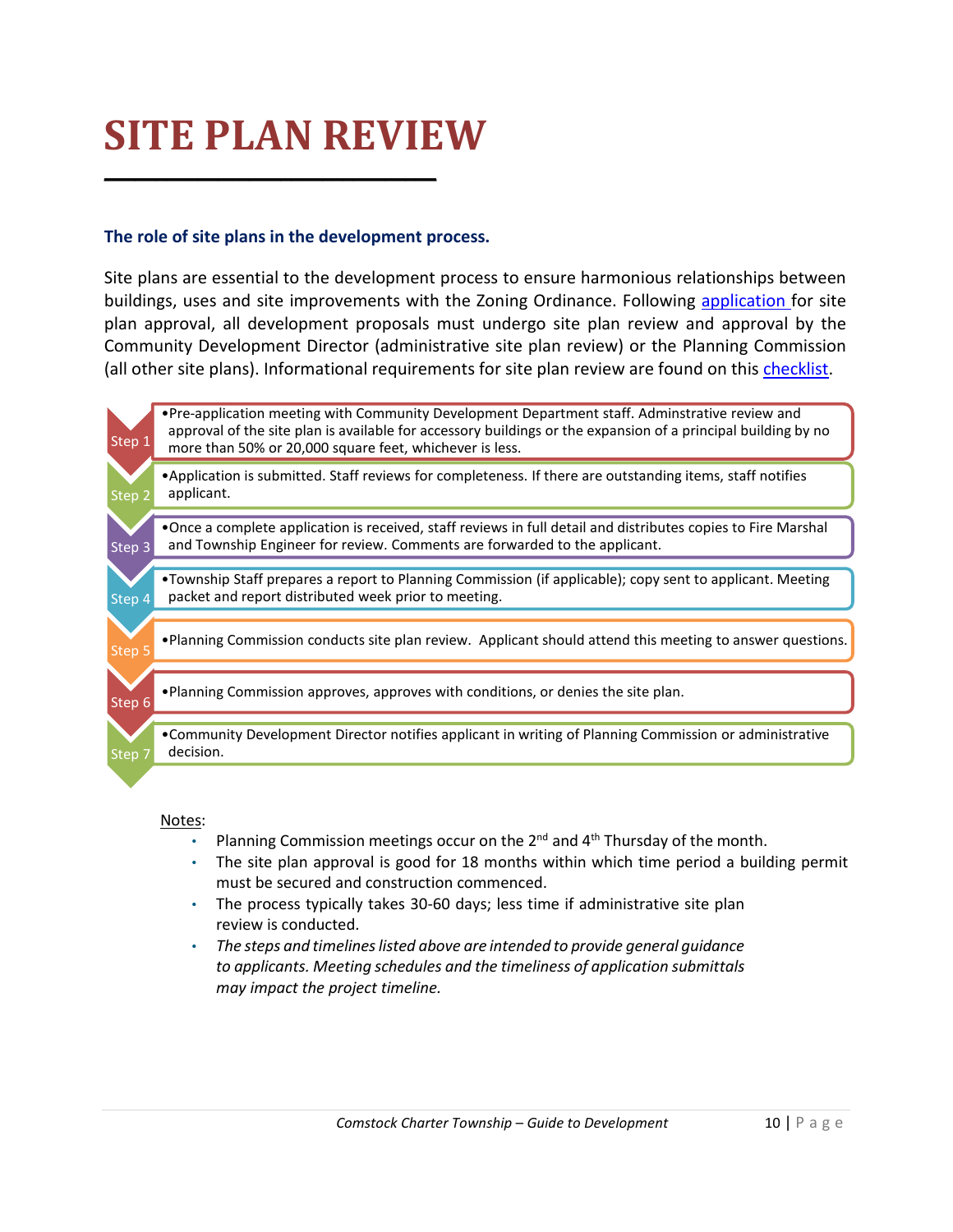# SITE PLAN REVIEW

### The role of site plans in the development process.

Site plans are essential to the development process to ensure harmonious relationships between buildings, uses and site improvements with the Zoning Ordinance. Following application for site plan approval, all development proposals must undergo site plan review and approval by the Community Development Director (administrative site plan review) or the Planning Commission (all other site plans). Informational requirements for site plan review are found on this checklist.

- **Step 1** • Pre-application meeting with Community Development Department staff. Adminstrative review and approval of the site plan is available for accessory buildings or the expansion of a principal building by no more than 50% or 20,000 square feet, whichever is less.
- **Step 2** • Application is submitted. Staff reviews for completeness. If there are outstanding items, staff notifies applicant.
- **Step 3** • Once a complete application is received, staff reviews in full detail and distributes copies to Fire Marshal and Township Engineer for review. Comments are forwarded to the applicant.
- **Step 4** • Township Staff prepares a report to Planning Commission (if applicable); copy sent to applicant. Meeting packet and report distributed week prior to meeting.
- **Step 5** • Planning Commission conducts site plan review. Applicant should attend this meeting to answer questions.
- **Step 6** • Planning Commission approves, approves with conditions, or denies the site plan.
- **Step 7** • Community Development Director notifies applicant in writing of Planning Commission or administrative decision.

Notes:

- Planning Commission meetings occur on the 2nd and 4th Thursday of the month.
- The site plan approval is good for 18 months within which time period a building permit must be secured and construction commenced.
- The process typically takes 30-60 days; less time if administrative site plan review is conducted.
- *The steps and timelines listed above are intended to provide general guidance to applicants. Meeting schedules and the timeliness of application submittals may impact the project timeline.*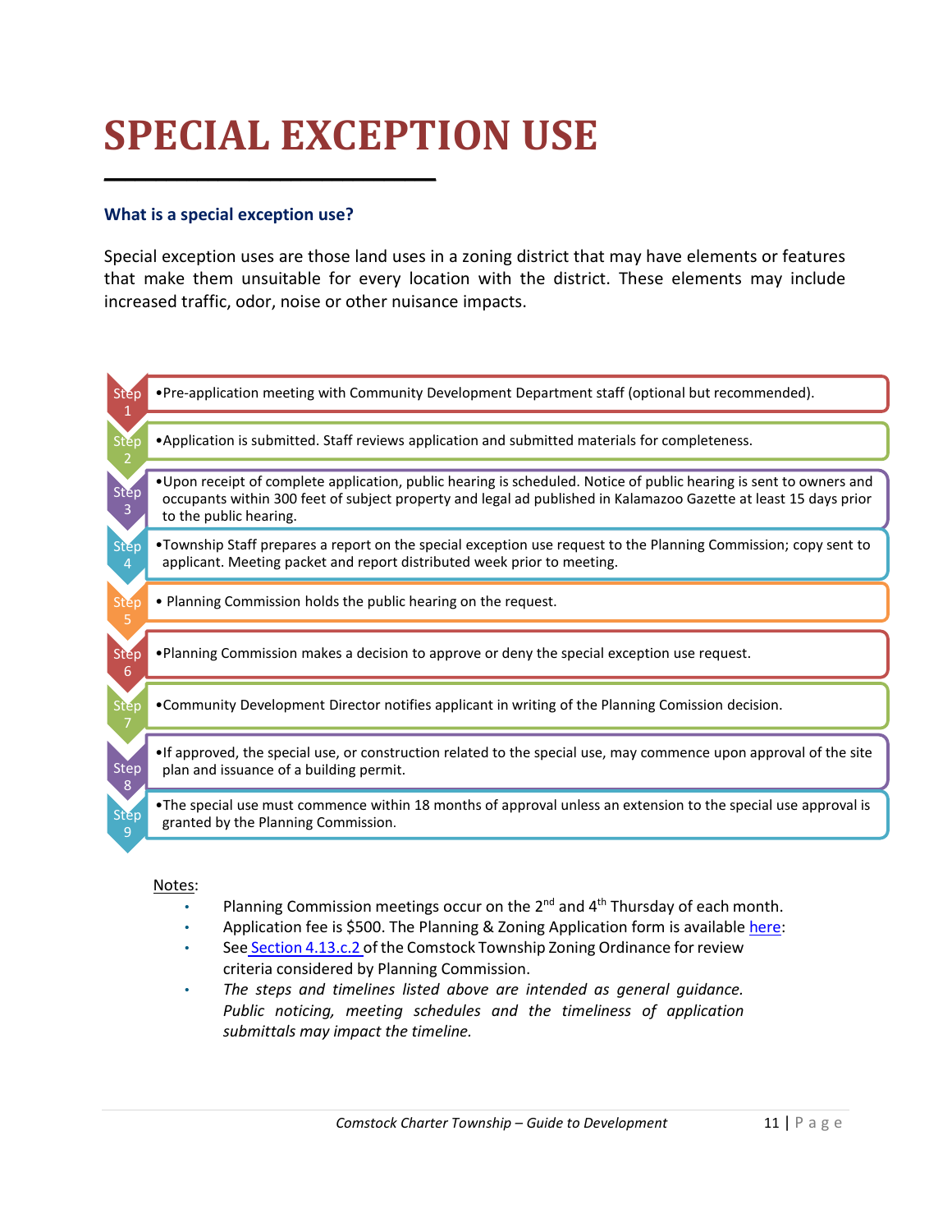# SPECIAL EXCEPTION USE

### What is a special exception use?

Special exception uses are those land uses in a zoning district that may have elements or features that make them unsuitable for every location with the district. These elements may include increased traffic, odor, noise or other nuisance impacts.

**Step 1**
- Pre-application meeting with Community Development Department staff (optional but recommended).

**Step 2**
- Application is submitted. Staff reviews application and submitted materials for completeness.

**Step 3**
- Upon receipt of complete application, public hearing is scheduled. Notice of public hearing is sent to owners and occupants within 300 feet of subject property and legal ad published in Kalamazoo Gazette at least 15 days prior to the public hearing.

**Step 4**
- Township Staff prepares a report on the special exception use request to the Planning Commission; copy sent to applicant. Meeting packet and report distributed week prior to meeting.

**Step 5**
- Planning Commission holds the public hearing on the request.

**Step 6**
- Planning Commission makes a decision to approve or deny the special exception use request.

**Step 7**
- Community Development Director notifies applicant in writing of the Planning Comission decision.

**Step 8**
- If approved, the special use, or construction related to the special use, may commence upon approval of the site plan and issuance of a building permit.

**Step 9**
- The special use must commence within 18 months of approval unless an extension to the special use approval is granted by the Planning Commission.

Notes:

- Planning Commission meetings occur on the 2nd and 4th Thursday of each month.
- Application fee is $500. The Planning & Zoning Application form is available here:
- See Section 4.13.c.2 of the Comstock Township Zoning Ordinance for review criteria considered by Planning Commission.
- *The steps and timelines listed above are intended as general guidance. Public noticing, meeting schedules and the timeliness of application submittals may impact the timeline.*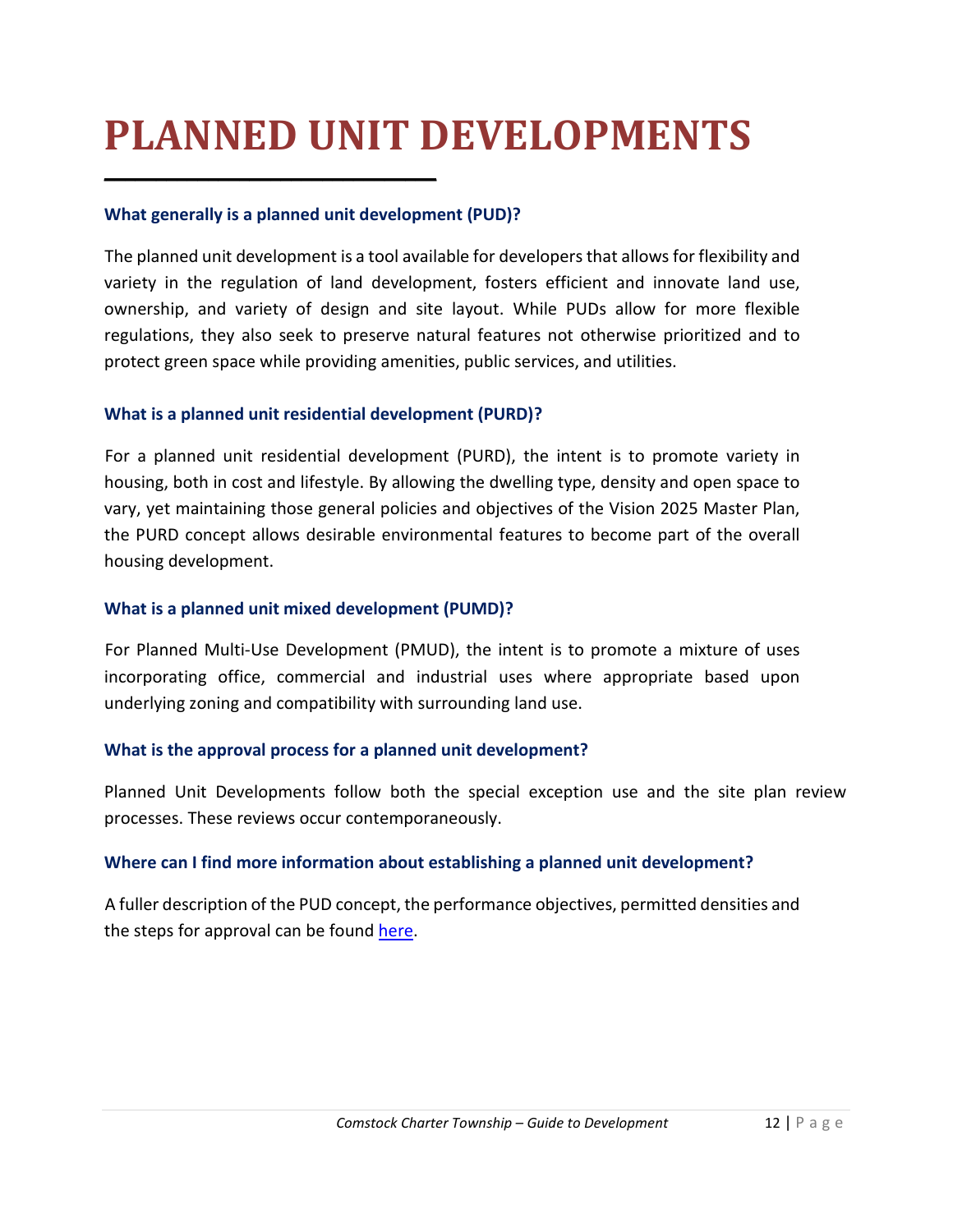# PLANNED UNIT DEVELOPMENTS

**What generally is a planned unit development (PUD)?**

The planned unit development is a tool available for developers that allows for flexibility and variety in the regulation of land development, fosters efficient and innovate land use, ownership, and variety of design and site layout. While PUDs allow for more flexible regulations, they also seek to preserve natural features not otherwise prioritized and to protect green space while providing amenities, public services, and utilities.

**What is a planned unit residential development (PURD)?**

For a planned unit residential development (PURD), the intent is to promote variety in housing, both in cost and lifestyle. By allowing the dwelling type, density and open space to vary, yet maintaining those general policies and objectives of the Vision 2025 Master Plan, the PURD concept allows desirable environmental features to become part of the overall housing development.

**What is a planned unit mixed development (PUMD)?**

For Planned Multi-Use Development (PMUD), the intent is to promote a mixture of uses incorporating office, commercial and industrial uses where appropriate based upon underlying zoning and compatibility with surrounding land use.

**What is the approval process for a planned unit development?**

Planned Unit Developments follow both the special exception use and the site plan review processes. These reviews occur contemporaneously.

**Where can I find more information about establishing a planned unit development?**

A fuller description of the PUD concept, the performance objectives, permitted densities and the steps for approval can be found here.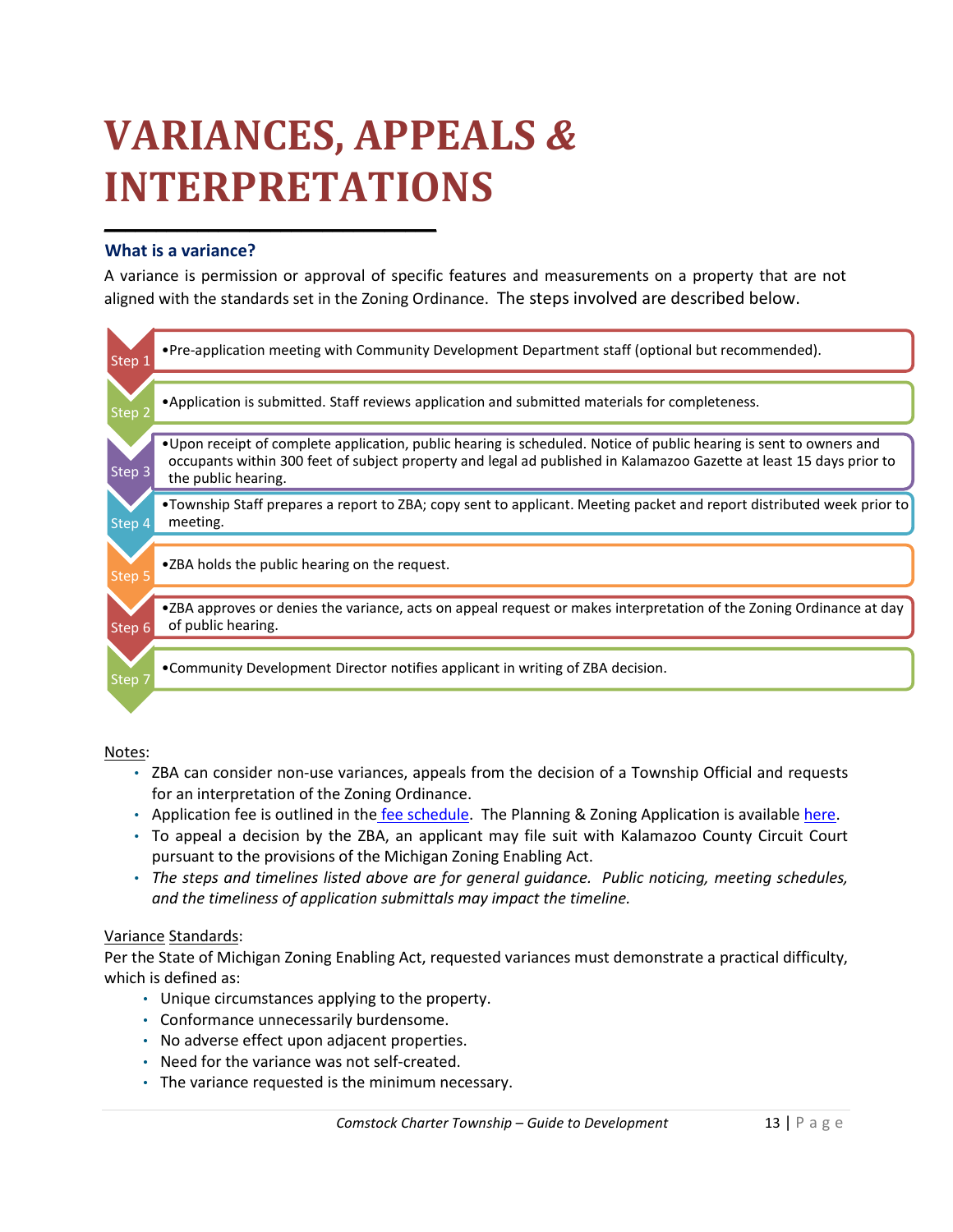# VARIANCES, APPEALS & INTERPRETATIONS

### What is a variance?

A variance is permission or approval of specific features and measurements on a property that are not aligned with the standards set in the Zoning Ordinance. The steps involved are described below.

- **Step 1** • Pre-application meeting with Community Development Department staff (optional but recommended).
- **Step 2** • Application is submitted. Staff reviews application and submitted materials for completeness.
- **Step 3** • Upon receipt of complete application, public hearing is scheduled. Notice of public hearing is sent to owners and occupants within 300 feet of subject property and legal ad published in Kalamazoo Gazette at least 15 days prior to the public hearing.
- **Step 4** • Township Staff prepares a report to ZBA; copy sent to applicant. Meeting packet and report distributed week prior to meeting.
- **Step 5** • ZBA holds the public hearing on the request.
- **Step 6** • ZBA approves or denies the variance, acts on appeal request or makes interpretation of the Zoning Ordinance at day of public hearing.
- **Step 7** • Community Development Director notifies applicant in writing of ZBA decision.

Notes:

- ZBA can consider non-use variances, appeals from the decision of a Township Official and requests for an interpretation of the Zoning Ordinance.
- Application fee is outlined in the fee schedule. The Planning & Zoning Application is available here.
- To appeal a decision by the ZBA, an applicant may file suit with Kalamazoo County Circuit Court pursuant to the provisions of the Michigan Zoning Enabling Act.
- *The steps and timelines listed above are for general guidance. Public noticing, meeting schedules, and the timeliness of application submittals may impact the timeline.*

Variance Standards:

Per the State of Michigan Zoning Enabling Act, requested variances must demonstrate a practical difficulty, which is defined as:

- Unique circumstances applying to the property.
- Conformance unnecessarily burdensome.
- No adverse effect upon adjacent properties.
- Need for the variance was not self-created.
- The variance requested is the minimum necessary.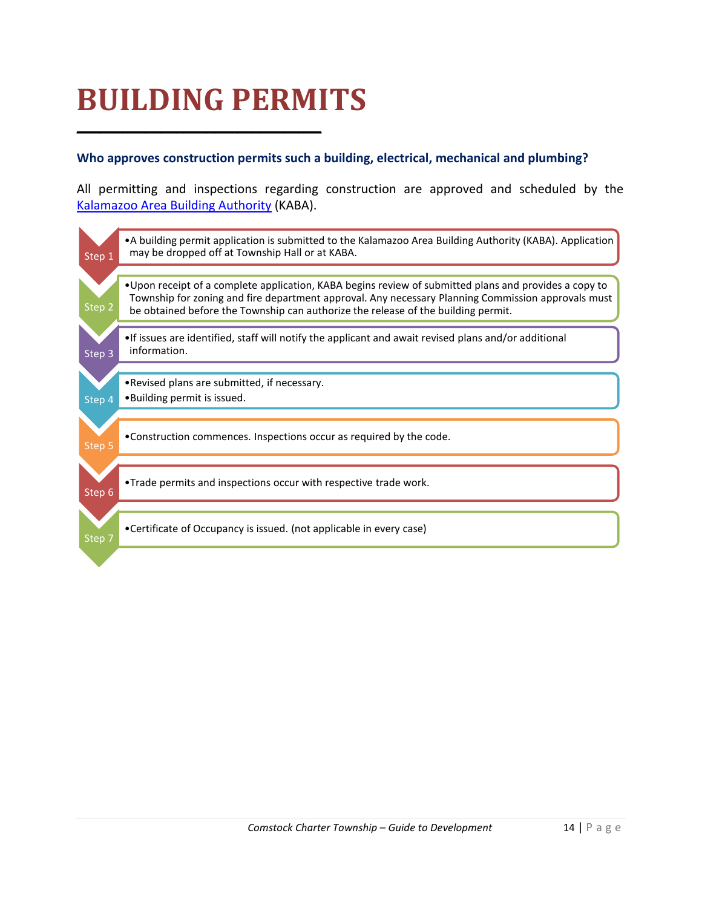# BUILDING PERMITS

**Who approves construction permits such a building, electrical, mechanical and plumbing?**

All permitting and inspections regarding construction are approved and scheduled by the Kalamazoo Area Building Authority (KABA).

**Step 1**
- A building permit application is submitted to the Kalamazoo Area Building Authority (KABA). Application may be dropped off at Township Hall or at KABA.

**Step 2**
- Upon receipt of a complete application, KABA begins review of submitted plans and provides a copy to Township for zoning and fire department approval. Any necessary Planning Commission approvals must be obtained before the Township can authorize the release of the building permit.

**Step 3**
- If issues are identified, staff will notify the applicant and await revised plans and/or additional information.

**Step 4**
- Revised plans are submitted, if necessary.
- Building permit is issued.

**Step 5**
- Construction commences. Inspections occur as required by the code.

**Step 6**
- Trade permits and inspections occur with respective trade work.

**Step 7**
- Certificate of Occupancy is issued. (not applicable in every case)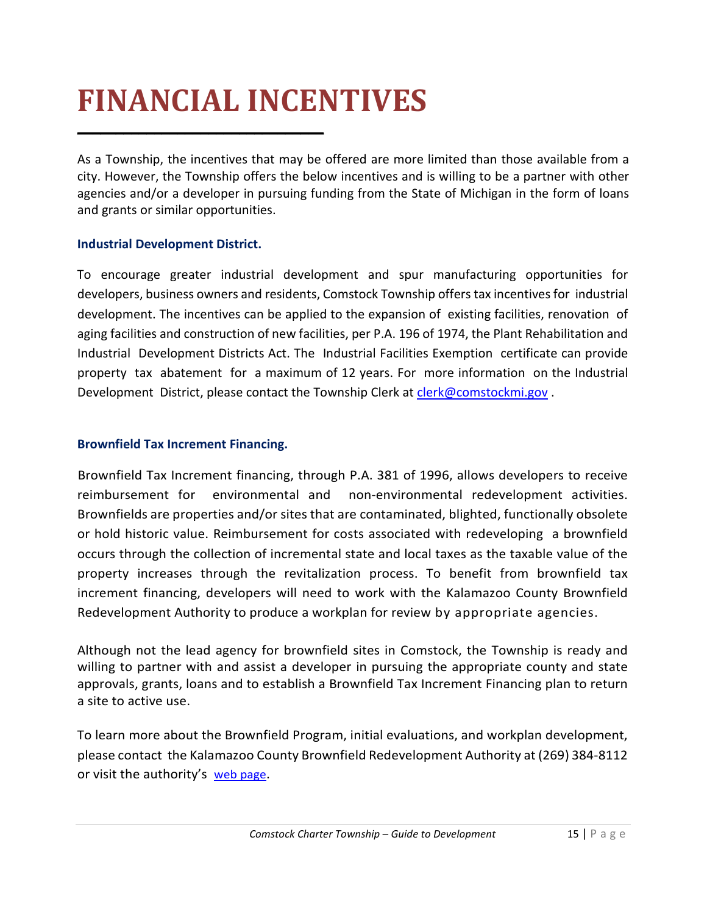# FINANCIAL INCENTIVES

As a Township, the incentives that may be offered are more limited than those available from a city. However, the Township offers the below incentives and is willing to be a partner with other agencies and/or a developer in pursuing funding from the State of Michigan in the form of loans and grants or similar opportunities.

### Industrial Development District.

To encourage greater industrial development and spur manufacturing opportunities for developers, business owners and residents, Comstock Township offers tax incentives for industrial development. The incentives can be applied to the expansion of existing facilities, renovation of aging facilities and construction of new facilities, per P.A. 196 of 1974, the Plant Rehabilitation and Industrial Development Districts Act. The Industrial Facilities Exemption certificate can provide property tax abatement for a maximum of 12 years. For more information on the Industrial Development District, please contact the Township Clerk at [clerk@comstockmi.gov](mailto:clerk@comstockmi.gov) .

### Brownfield Tax Increment Financing.

Brownfield Tax Increment financing, through P.A. 381 of 1996, allows developers to receive reimbursement for environmental and non-environmental redevelopment activities. Brownfields are properties and/or sites that are contaminated, blighted, functionally obsolete or hold historic value. Reimbursement for costs associated with redeveloping a brownfield occurs through the collection of incremental state and local taxes as the taxable value of the property increases through the revitalization process. To benefit from brownfield tax increment financing, developers will need to work with the Kalamazoo County Brownfield Redevelopment Authority to produce a workplan for review by appropriate agencies.

Although not the lead agency for brownfield sites in Comstock, the Township is ready and willing to partner with and assist a developer in pursuing the appropriate county and state approvals, grants, loans and to establish a Brownfield Tax Increment Financing plan to return a site to active use.

To learn more about the Brownfield Program, initial evaluations, and workplan development, please contact the Kalamazoo County Brownfield Redevelopment Authority at (269) 384-8112 or visit the authority's web page.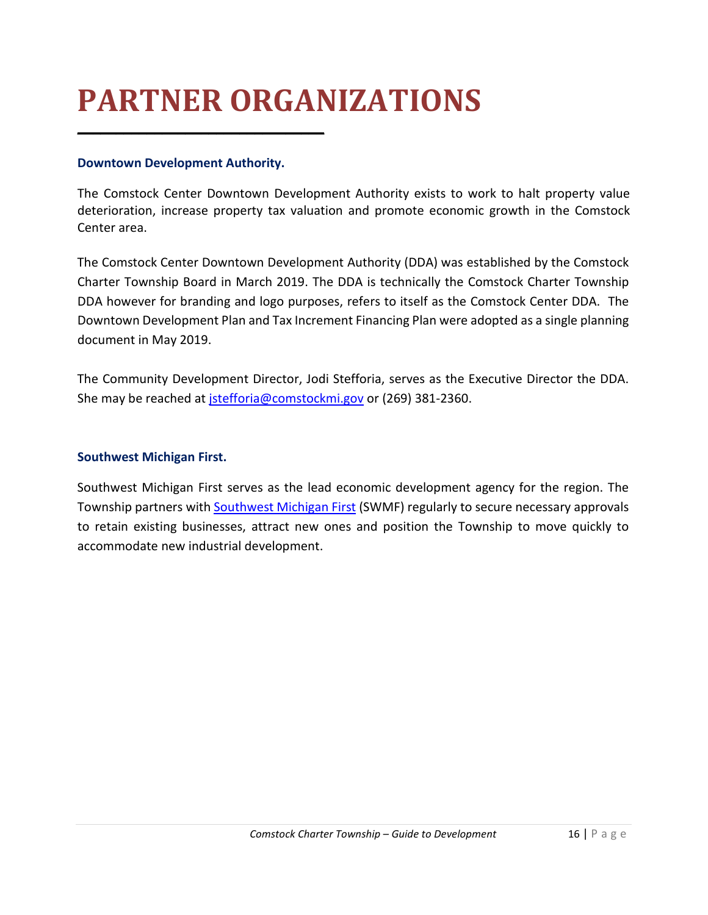# PARTNER ORGANIZATIONS

**Downtown Development Authority.**

The Comstock Center Downtown Development Authority exists to work to halt property value deterioration, increase property tax valuation and promote economic growth in the Comstock Center area.

The Comstock Center Downtown Development Authority (DDA) was established by the Comstock Charter Township Board in March 2019. The DDA is technically the Comstock Charter Township DDA however for branding and logo purposes, refers to itself as the Comstock Center DDA. The Downtown Development Plan and Tax Increment Financing Plan were adopted as a single planning document in May 2019.

The Community Development Director, Jodi Stefforia, serves as the Executive Director the DDA. She may be reached at jstefforia@comstockmi.gov or (269) 381-2360.

**Southwest Michigan First.**

Southwest Michigan First serves as the lead economic development agency for the region. The Township partners with Southwest Michigan First (SWMF) regularly to secure necessary approvals to retain existing businesses, attract new ones and position the Township to move quickly to accommodate new industrial development.